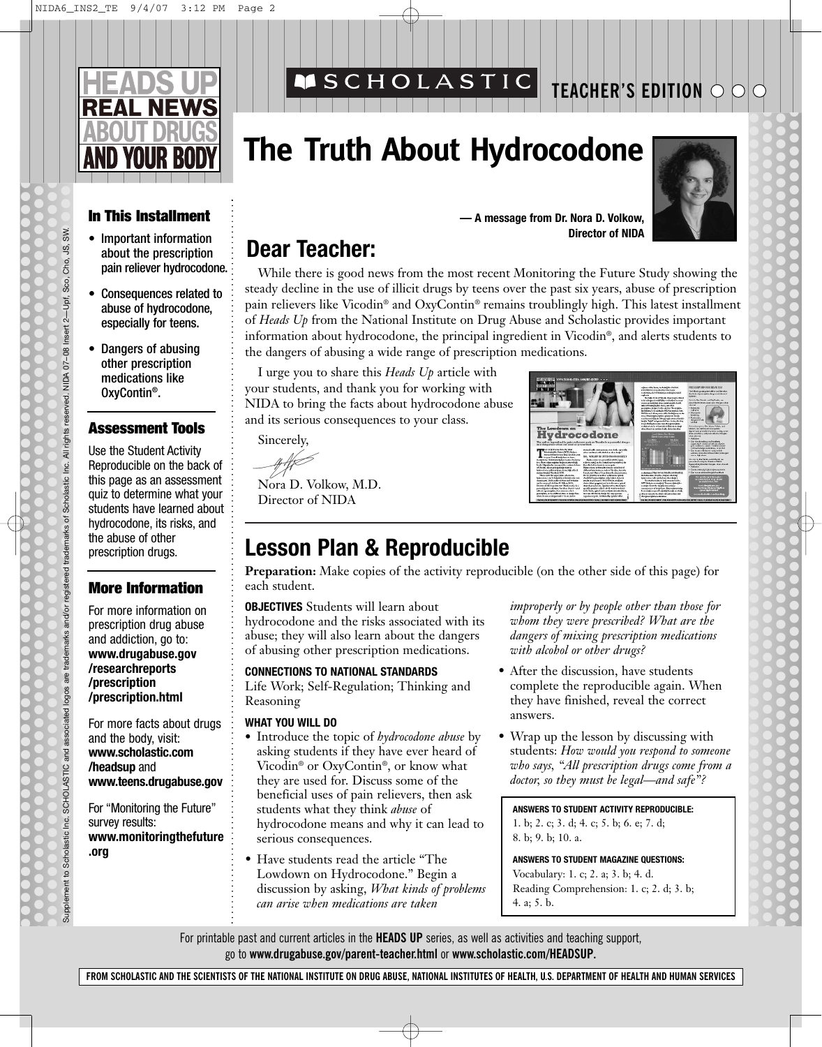HEADS UP
REAL NEWS
ABOUT DRUGS
AND YOUR BODY

SCHOLASTIC

TEACHER'S EDITION

# The Truth About Hydrocodone

— A message from Dr. Nora D. Volkow, Director of NIDA

### In This Installment

- Important information about the prescription pain reliever hydrocodone.
- Consequences related to abuse of hydrocodone, especially for teens.
- Dangers of abusing other prescription medications like OxyContin®.

### Assessment Tools

Use the Student Activity Reproducible on the back of this page as an assessment quiz to determine what your students have learned about hydrocodone, its risks, and the abuse of other prescription drugs.

### More Information

For more information on prescription drug abuse and addiction, go to: **www.drugabuse.gov/researchreports/prescription/prescription.html**

For more facts about drugs and the body, visit: **www.scholastic.com/headsup** and **www.teens.drugabuse.gov**

For "Monitoring the Future" survey results: **www.monitoringthefuture.org**

## Dear Teacher:

While there is good news from the most recent Monitoring the Future Study showing the steady decline in the use of illicit drugs by teens over the past six years, abuse of prescription pain relievers like Vicodin® and OxyContin® remains troublingly high. This latest installment of *Heads Up* from the National Institute on Drug Abuse and Scholastic provides important information about hydrocodone, the principal ingredient in Vicodin®, and alerts students to the dangers of abusing a wide range of prescription medications.

I urge you to share this *Heads Up* article with your students, and thank you for working with NIDA to bring the facts about hydrocodone abuse and its serious consequences to your class.

Sincerely,

Nora D. Volkow, M.D.
Director of NIDA

## Lesson Plan & Reproducible

**Preparation:** Make copies of the activity reproducible (on the other side of this page) for each student.

**OBJECTIVES** Students will learn about hydrocodone and the risks associated with its abuse; they will also learn about the dangers of abusing other prescription medications.

**CONNECTIONS TO NATIONAL STANDARDS**
Life Work; Self-Regulation; Thinking and Reasoning

**WHAT YOU WILL DO**

- Introduce the topic of *hydrocodone abuse* by asking students if they have ever heard of Vicodin® or OxyContin®, or know what they are used for. Discuss some of the beneficial uses of pain relievers, then ask students what they think *abuse* of hydrocodone means and why it can lead to serious consequences.
- Have students read the article "The Lowdown on Hydrocodone." Begin a discussion by asking, *What kinds of problems can arise when medications are taken improperly or by people other than those for whom they were prescribed? What are the dangers of mixing prescription medications with alcohol or other drugs?*
- After the discussion, have students complete the reproducible again. When they have finished, reveal the correct answers.
- Wrap up the lesson by discussing with students: *How would you respond to someone who says, "All prescription drugs come from a doctor, so they must be legal—and safe"?*

**ANSWERS TO STUDENT ACTIVITY REPRODUCIBLE:**
1. b; 2. c; 3. d; 4. c; 5. b; 6. e; 7. d; 8. b; 9. b; 10. a.

**ANSWERS TO STUDENT MAGAZINE QUESTIONS:**
Vocabulary: 1. c; 2. a; 3. b; 4. d.
Reading Comprehension: 1. c; 2. d; 3. b; 4. a; 5. b.

For printable past and current articles in the **HEADS UP** series, as well as activities and teaching support, go to **www.drugabuse.gov/parent-teacher.html** or **www.scholastic.com/HEADSUP.**

**FROM SCHOLASTIC AND THE SCIENTISTS OF THE NATIONAL INSTITUTE ON DRUG ABUSE, NATIONAL INSTITUTES OF HEALTH, U.S. DEPARTMENT OF HEALTH AND HUMAN SERVICES**

Supplement to Scholastic Inc. SCHOLASTIC and associated logos are trademarks and/or registered trademarks of Scholastic Inc. All rights reserved. NIDA 07–08 Insert 2—Upf, Sco, Cho, JS, SW.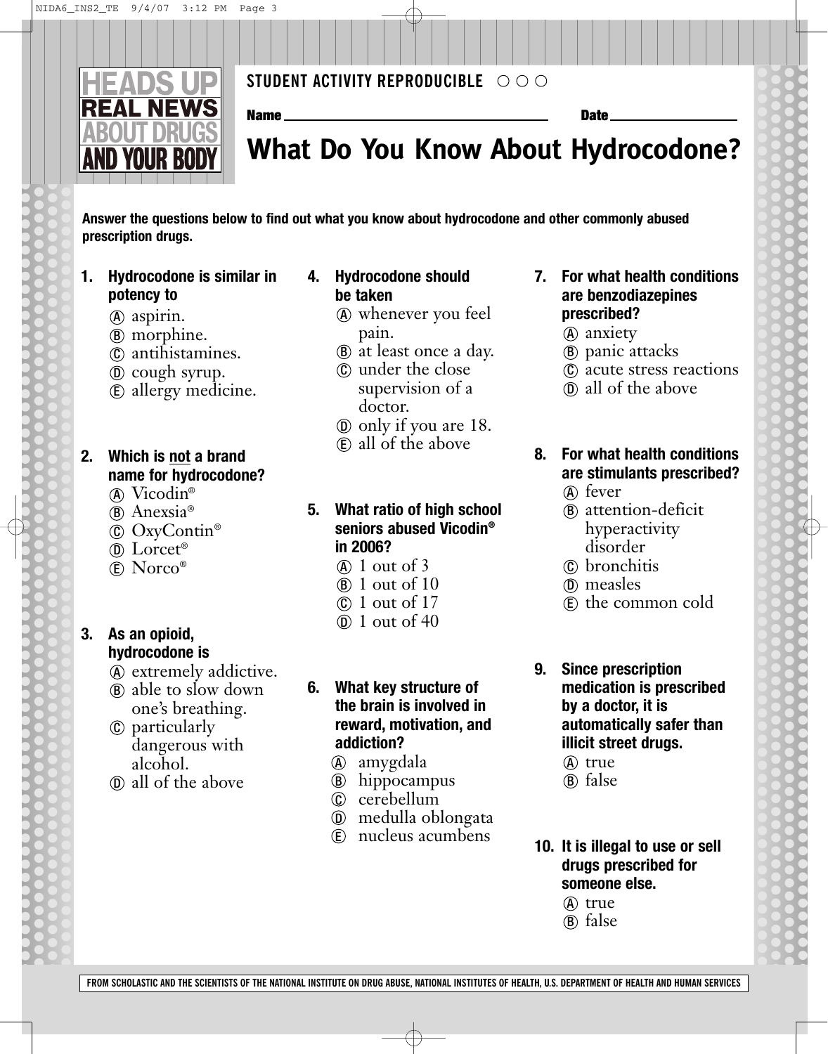HEADS UP
REAL NEWS
ABOUT DRUGS
AND YOUR BODY

STUDENT ACTIVITY REPRODUCIBLE

Name ______________________ Date ____________

# What Do You Know About Hydrocodone?

**Answer the questions below to find out what you know about hydrocodone and other commonly abused prescription drugs.**

**1. Hydrocodone is similar in potency to**

- (A) aspirin.
- (B) morphine.
- (C) antihistamines.
- (D) cough syrup.
- (E) allergy medicine.

**2. Which is not a brand name for hydrocodone?**

- (A) Vicodin®
- (B) Anexsia®
- (C) OxyContin®
- (D) Lorcet®
- (E) Norco®

**3. As an opioid, hydrocodone is**

- (A) extremely addictive.
- (B) able to slow down one's breathing.
- (C) particularly dangerous with alcohol.
- (D) all of the above

**4. Hydrocodone should be taken**

- (A) whenever you feel pain.
- (B) at least once a day.
- (C) under the close supervision of a doctor.
- (D) only if you are 18.
- (E) all of the above

**5. What ratio of high school seniors abused Vicodin® in 2006?**

- (A) 1 out of 3
- (B) 1 out of 10
- (C) 1 out of 17
- (D) 1 out of 40

**6. What key structure of the brain is involved in reward, motivation, and addiction?**

- (A) amygdala
- (B) hippocampus
- (C) cerebellum
- (D) medulla oblongata
- (E) nucleus acumbens

**7. For what health conditions are benzodiazepines prescribed?**

- (A) anxiety
- (B) panic attacks
- (C) acute stress reactions
- (D) all of the above

**8. For what health conditions are stimulants prescribed?**

- (A) fever
- (B) attention-deficit hyperactivity disorder
- (C) bronchitis
- (D) measles
- (E) the common cold

**9. Since prescription medication is prescribed by a doctor, it is automatically safer than illicit street drugs.**

- (A) true
- (B) false

**10. It is illegal to use or sell drugs prescribed for someone else.**

- (A) true
- (B) false

FROM SCHOLASTIC AND THE SCIENTISTS OF THE NATIONAL INSTITUTE ON DRUG ABUSE, NATIONAL INSTITUTES OF HEALTH, U.S. DEPARTMENT OF HEALTH AND HUMAN SERVICES